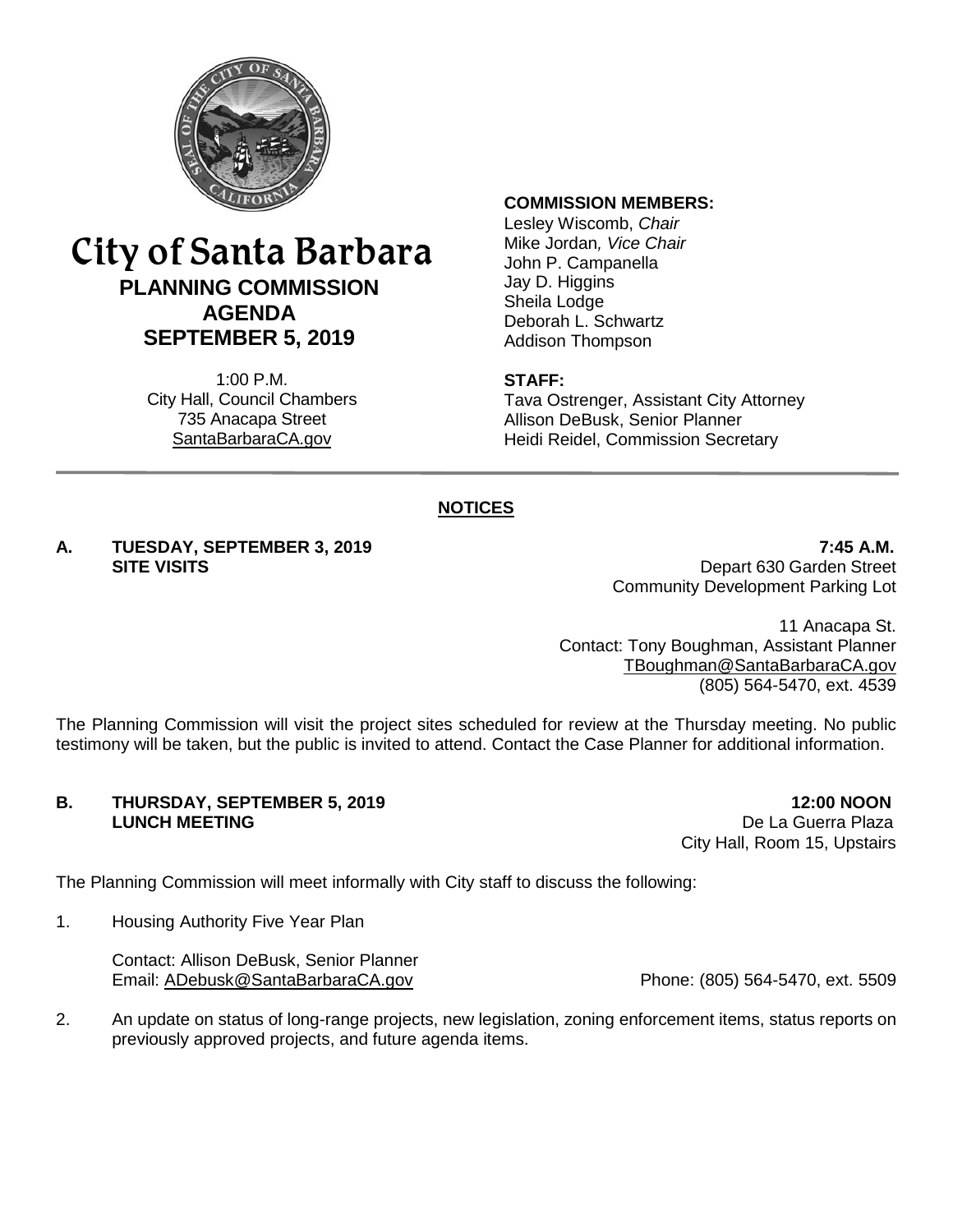# City of Santa Barbara

## PLANNING COMMISSION AGENDA SEPTEMBER 5, 2019

1:00 P.M.
City Hall, Council Chambers
735 Anacapa Street
SantaBarbaraCA.gov

**COMMISSION MEMBERS:**
Lesley Wiscomb, *Chair*
Mike Jordan, *Vice Chair*
John P. Campanella
Jay D. Higgins
Sheila Lodge
Deborah L. Schwartz
Addison Thompson

**STAFF:**
Tava Ostrenger, Assistant City Attorney
Allison DeBusk, Senior Planner
Heidi Reidel, Commission Secretary

---

## NOTICES

**A. TUESDAY, SEPTEMBER 3, 2019 — 7:45 A.M.**
**SITE VISITS**

Depart 630 Garden Street
Community Development Parking Lot

11 Anacapa St.
Contact: Tony Boughman, Assistant Planner
TBoughman@SantaBarbaraCA.gov
(805) 564-5470, ext. 4539

The Planning Commission will visit the project sites scheduled for review at the Thursday meeting. No public testimony will be taken, but the public is invited to attend. Contact the Case Planner for additional information.

**B. THURSDAY, SEPTEMBER 5, 2019 — 12:00 NOON**
**LUNCH MEETING**

De La Guerra Plaza
City Hall, Room 15, Upstairs

The Planning Commission will meet informally with City staff to discuss the following:

1. Housing Authority Five Year Plan

   Contact: Allison DeBusk, Senior Planner
   Email: ADebusk@SantaBarbaraCA.gov Phone: (805) 564-5470, ext. 5509

2. An update on status of long-range projects, new legislation, zoning enforcement items, status reports on previously approved projects, and future agenda items.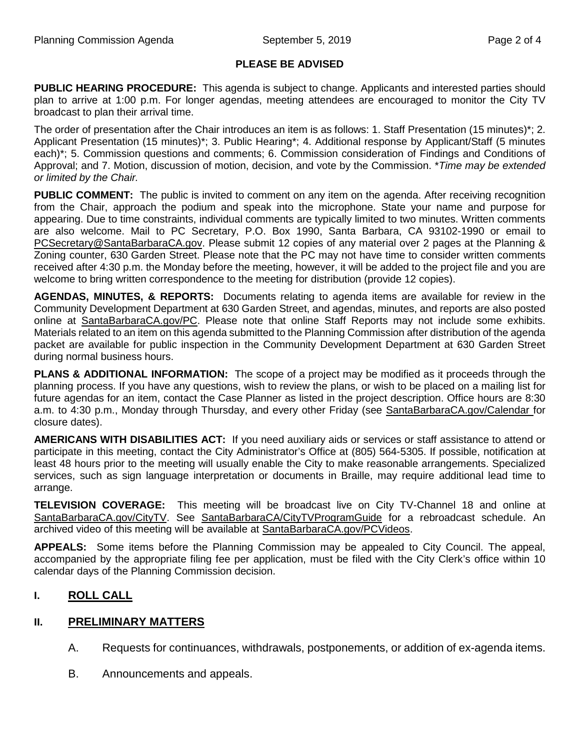**PLEASE BE ADVISED**

**PUBLIC HEARING PROCEDURE:** This agenda is subject to change. Applicants and interested parties should plan to arrive at 1:00 p.m. For longer agendas, meeting attendees are encouraged to monitor the City TV broadcast to plan their arrival time.

The order of presentation after the Chair introduces an item is as follows: 1. Staff Presentation (15 minutes)*; 2. Applicant Presentation (15 minutes)*; 3. Public Hearing*; 4. Additional response by Applicant/Staff (5 minutes each)*; 5. Commission questions and comments; 6. Commission consideration of Findings and Conditions of Approval; and 7. Motion, discussion of motion, decision, and vote by the Commission. **Time may be extended or limited by the Chair.*

**PUBLIC COMMENT:** The public is invited to comment on any item on the agenda. After receiving recognition from the Chair, approach the podium and speak into the microphone. State your name and purpose for appearing. Due to time constraints, individual comments are typically limited to two minutes. Written comments are also welcome. Mail to PC Secretary, P.O. Box 1990, Santa Barbara, CA 93102-1990 or email to PCSecretary@SantaBarbaraCA.gov. Please submit 12 copies of any material over 2 pages at the Planning & Zoning counter, 630 Garden Street. Please note that the PC may not have time to consider written comments received after 4:30 p.m. the Monday before the meeting, however, it will be added to the project file and you are welcome to bring written correspondence to the meeting for distribution (provide 12 copies).

**AGENDAS, MINUTES, & REPORTS:** Documents relating to agenda items are available for review in the Community Development Department at 630 Garden Street, and agendas, minutes, and reports are also posted online at SantaBarbaraCA.gov/PC. Please note that online Staff Reports may not include some exhibits. Materials related to an item on this agenda submitted to the Planning Commission after distribution of the agenda packet are available for public inspection in the Community Development Department at 630 Garden Street during normal business hours.

**PLANS & ADDITIONAL INFORMATION:** The scope of a project may be modified as it proceeds through the planning process. If you have any questions, wish to review the plans, or wish to be placed on a mailing list for future agendas for an item, contact the Case Planner as listed in the project description. Office hours are 8:30 a.m. to 4:30 p.m., Monday through Thursday, and every other Friday (see SantaBarbaraCA.gov/Calendar for closure dates).

**AMERICANS WITH DISABILITIES ACT:** If you need auxiliary aids or services or staff assistance to attend or participate in this meeting, contact the City Administrator's Office at (805) 564-5305. If possible, notification at least 48 hours prior to the meeting will usually enable the City to make reasonable arrangements. Specialized services, such as sign language interpretation or documents in Braille, may require additional lead time to arrange.

**TELEVISION COVERAGE:** This meeting will be broadcast live on City TV-Channel 18 and online at SantaBarbaraCA.gov/CityTV. See SantaBarbaraCA/CityTVProgramGuide for a rebroadcast schedule. An archived video of this meeting will be available at SantaBarbaraCA.gov/PCVideos.

**APPEALS:** Some items before the Planning Commission may be appealed to City Council. The appeal, accompanied by the appropriate filing fee per application, must be filed with the City Clerk's office within 10 calendar days of the Planning Commission decision.

## I. ROLL CALL

## II. PRELIMINARY MATTERS

A. Requests for continuances, withdrawals, postponements, or addition of ex-agenda items.

B. Announcements and appeals.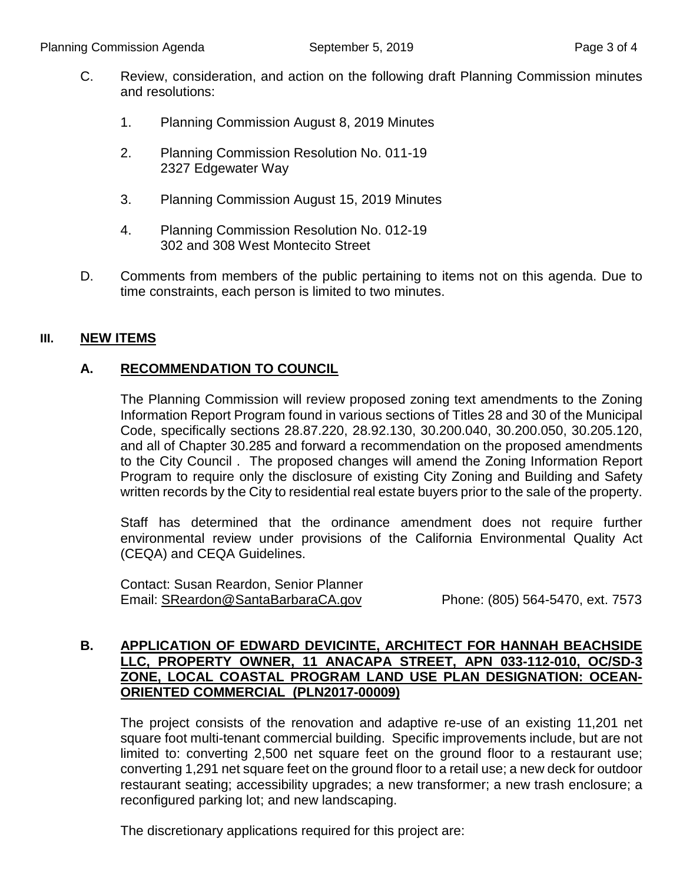C. Review, consideration, and action on the following draft Planning Commission minutes and resolutions:

   1. Planning Commission August 8, 2019 Minutes

   2. Planning Commission Resolution No. 011-19
      2327 Edgewater Way

   3. Planning Commission August 15, 2019 Minutes

   4. Planning Commission Resolution No. 012-19
      302 and 308 West Montecito Street

D. Comments from members of the public pertaining to items not on this agenda. Due to time constraints, each person is limited to two minutes.

## III. NEW ITEMS

### A. RECOMMENDATION TO COUNCIL

The Planning Commission will review proposed zoning text amendments to the Zoning Information Report Program found in various sections of Titles 28 and 30 of the Municipal Code, specifically sections 28.87.220, 28.92.130, 30.200.040, 30.200.050, 30.205.120, and all of Chapter 30.285 and forward a recommendation on the proposed amendments to the City Council . The proposed changes will amend the Zoning Information Report Program to require only the disclosure of existing City Zoning and Building and Safety written records by the City to residential real estate buyers prior to the sale of the property.

Staff has determined that the ordinance amendment does not require further environmental review under provisions of the California Environmental Quality Act (CEQA) and CEQA Guidelines.

Contact: Susan Reardon, Senior Planner
Email: SReardon@SantaBarbaraCA.gov    Phone: (805) 564-5470, ext. 7573

### B. APPLICATION OF EDWARD DEVICINTE, ARCHITECT FOR HANNAH BEACHSIDE LLC, PROPERTY OWNER, 11 ANACAPA STREET, APN 033-112-010, OC/SD-3 ZONE, LOCAL COASTAL PROGRAM LAND USE PLAN DESIGNATION: OCEAN-ORIENTED COMMERCIAL (PLN2017-00009)

The project consists of the renovation and adaptive re-use of an existing 11,201 net square foot multi-tenant commercial building. Specific improvements include, but are not limited to: converting 2,500 net square feet on the ground floor to a restaurant use; converting 1,291 net square feet on the ground floor to a retail use; a new deck for outdoor restaurant seating; accessibility upgrades; a new transformer; a new trash enclosure; a reconfigured parking lot; and new landscaping.

The discretionary applications required for this project are: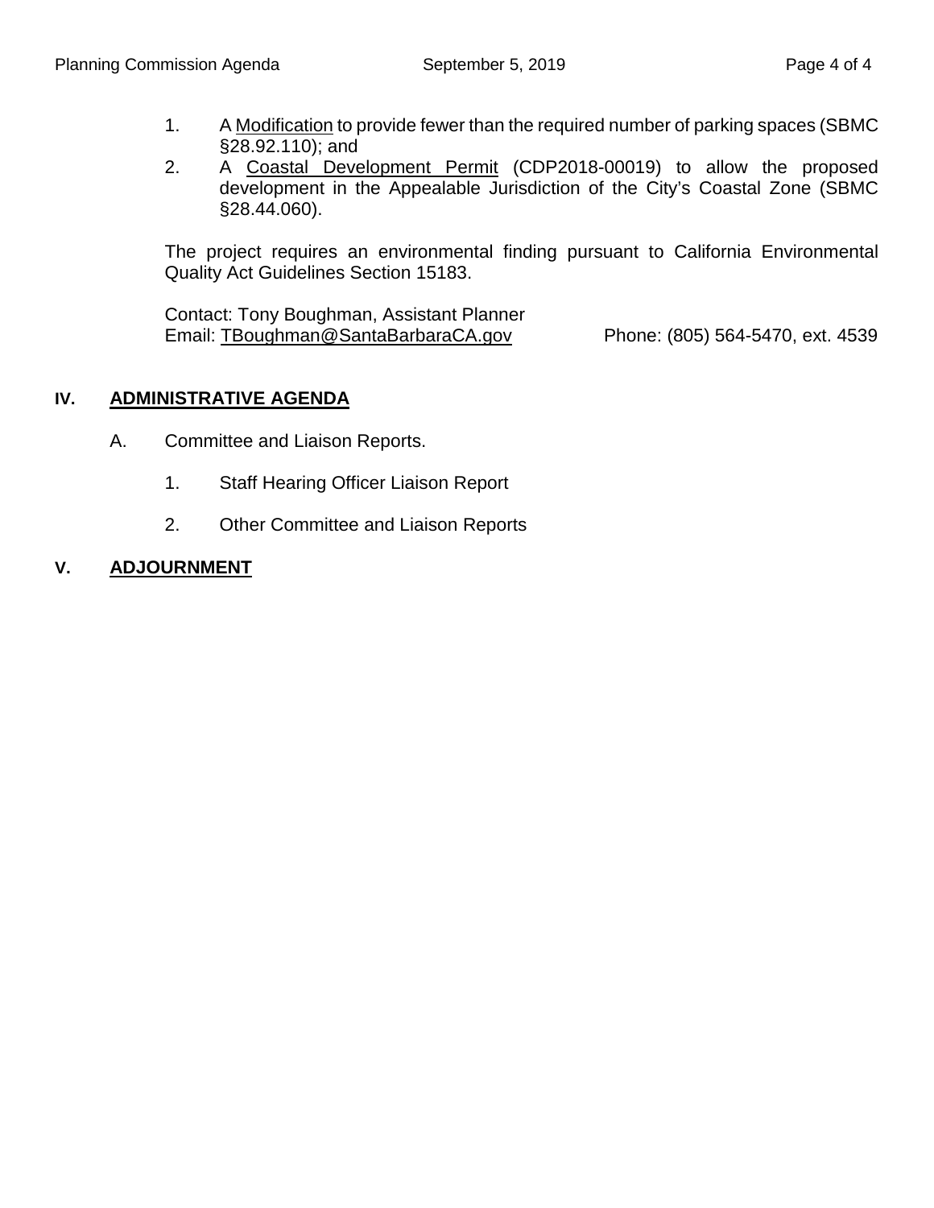1. A Modification to provide fewer than the required number of parking spaces (SBMC §28.92.110); and
2. A Coastal Development Permit (CDP2018-00019) to allow the proposed development in the Appealable Jurisdiction of the City's Coastal Zone (SBMC §28.44.060).

The project requires an environmental finding pursuant to California Environmental Quality Act Guidelines Section 15183.

Contact: Tony Boughman, Assistant Planner
Email: TBoughman@SantaBarbaraCA.gov Phone: (805) 564-5470, ext. 4539

## IV. ADMINISTRATIVE AGENDA

A. Committee and Liaison Reports.

1. Staff Hearing Officer Liaison Report
2. Other Committee and Liaison Reports

## V. ADJOURNMENT